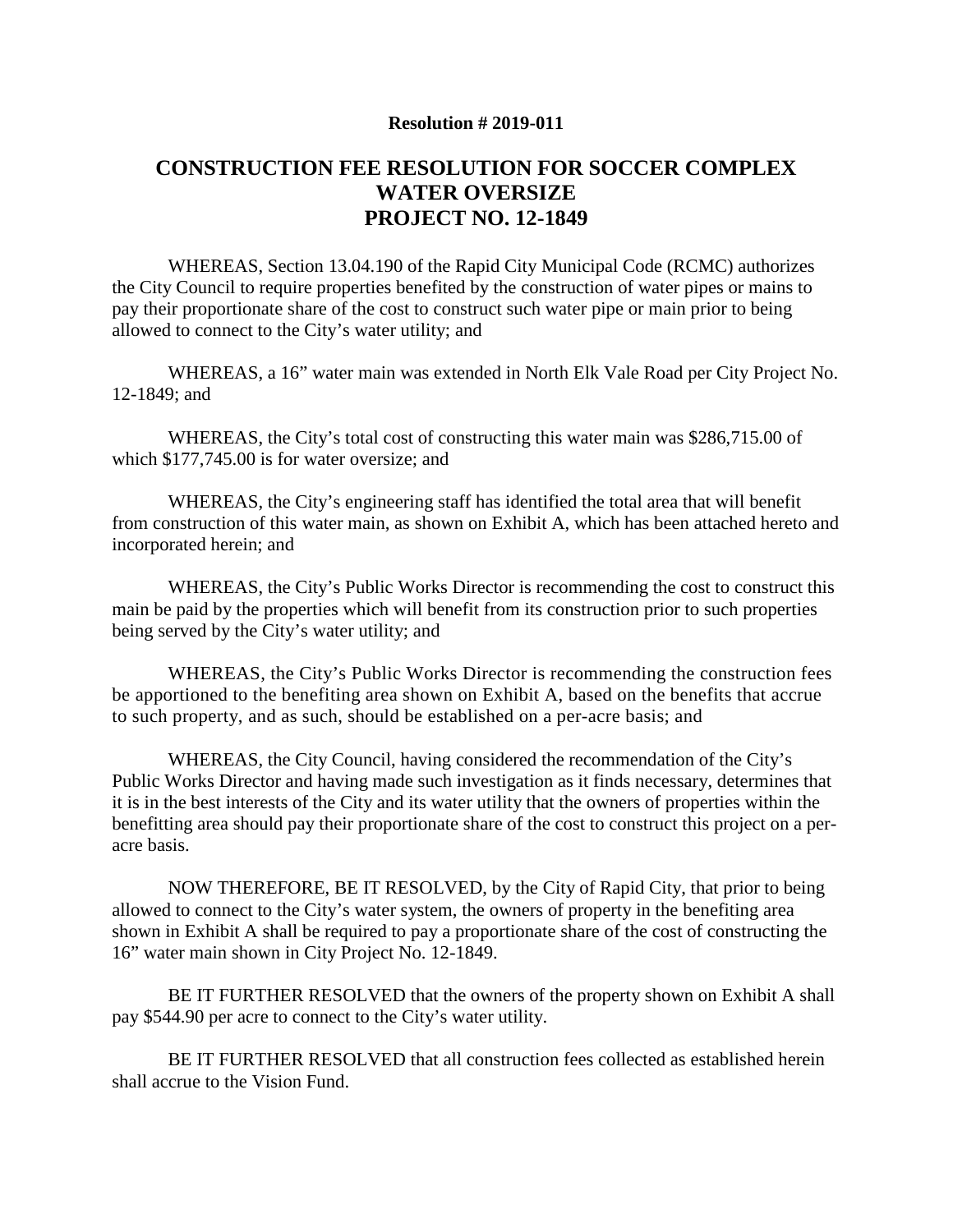**Resolution # 2019-011**

# CONSTRUCTION FEE RESOLUTION FOR SOCCER COMPLEX WATER OVERSIZE PROJECT NO. 12-1849

WHEREAS, Section 13.04.190 of the Rapid City Municipal Code (RCMC) authorizes the City Council to require properties benefited by the construction of water pipes or mains to pay their proportionate share of the cost to construct such water pipe or main prior to being allowed to connect to the City's water utility; and

WHEREAS, a 16" water main was extended in North Elk Vale Road per City Project No. 12-1849; and

WHEREAS, the City's total cost of constructing this water main was $286,715.00 of which $177,745.00 is for water oversize; and

WHEREAS, the City's engineering staff has identified the total area that will benefit from construction of this water main, as shown on Exhibit A, which has been attached hereto and incorporated herein; and

WHEREAS, the City's Public Works Director is recommending the cost to construct this main be paid by the properties which will benefit from its construction prior to such properties being served by the City's water utility; and

WHEREAS, the City's Public Works Director is recommending the construction fees be apportioned to the benefiting area shown on Exhibit A, based on the benefits that accrue to such property, and as such, should be established on a per-acre basis; and

WHEREAS, the City Council, having considered the recommendation of the City's Public Works Director and having made such investigation as it finds necessary, determines that it is in the best interests of the City and its water utility that the owners of properties within the benefitting area should pay their proportionate share of the cost to construct this project on a per-acre basis.

NOW THEREFORE, BE IT RESOLVED, by the City of Rapid City, that prior to being allowed to connect to the City's water system, the owners of property in the benefiting area shown in Exhibit A shall be required to pay a proportionate share of the cost of constructing the 16" water main shown in City Project No. 12-1849.

BE IT FURTHER RESOLVED that the owners of the property shown on Exhibit A shall pay $544.90 per acre to connect to the City's water utility.

BE IT FURTHER RESOLVED that all construction fees collected as established herein shall accrue to the Vision Fund.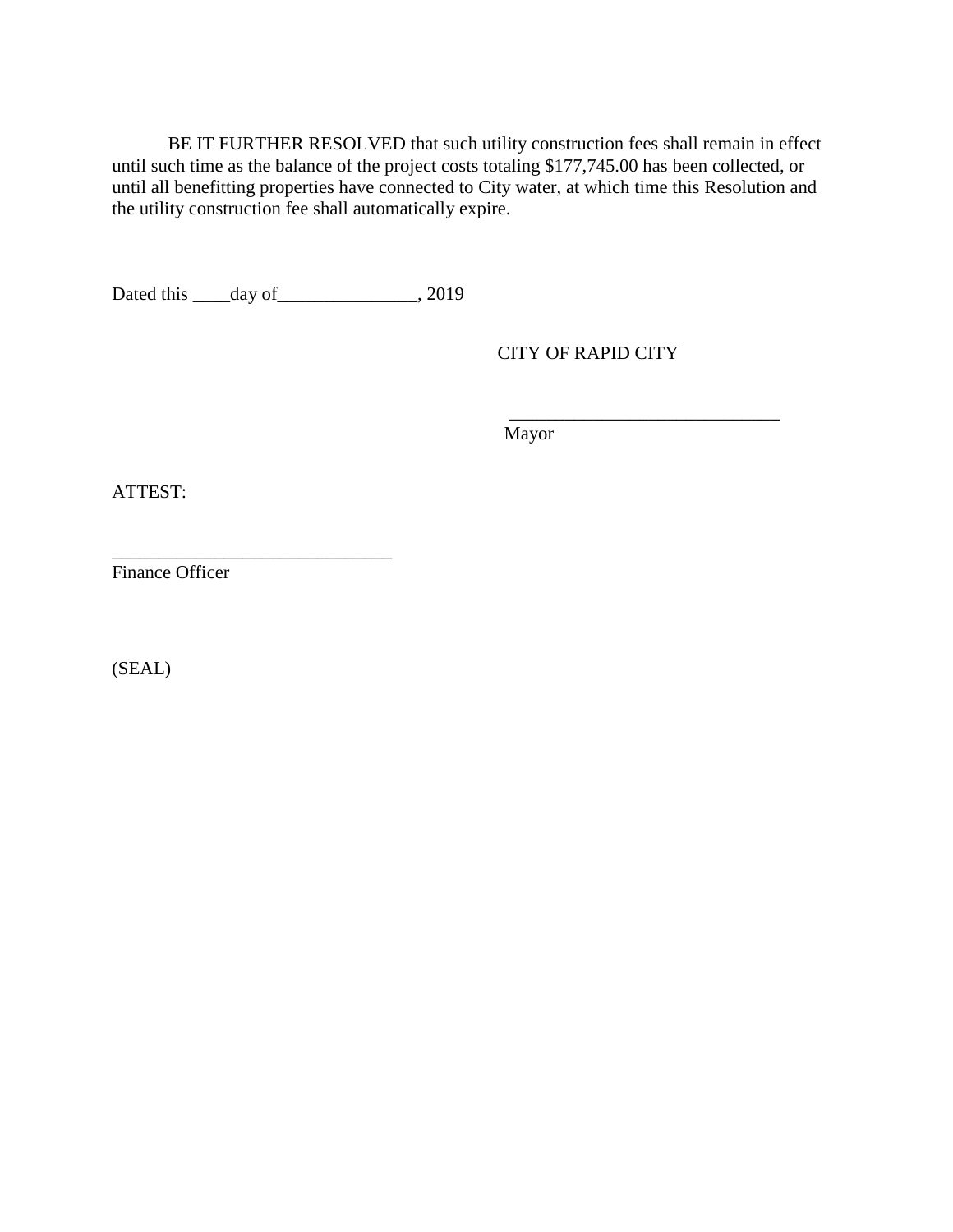BE IT FURTHER RESOLVED that such utility construction fees shall remain in effect until such time as the balance of the project costs totaling $177,745.00 has been collected, or until all benefitting properties have connected to City water, at which time this Resolution and the utility construction fee shall automatically expire.

Dated this ____day of_______________, 2019

CITY OF RAPID CITY

______________________________
Mayor

ATTEST:

______________________________
Finance Officer

(SEAL)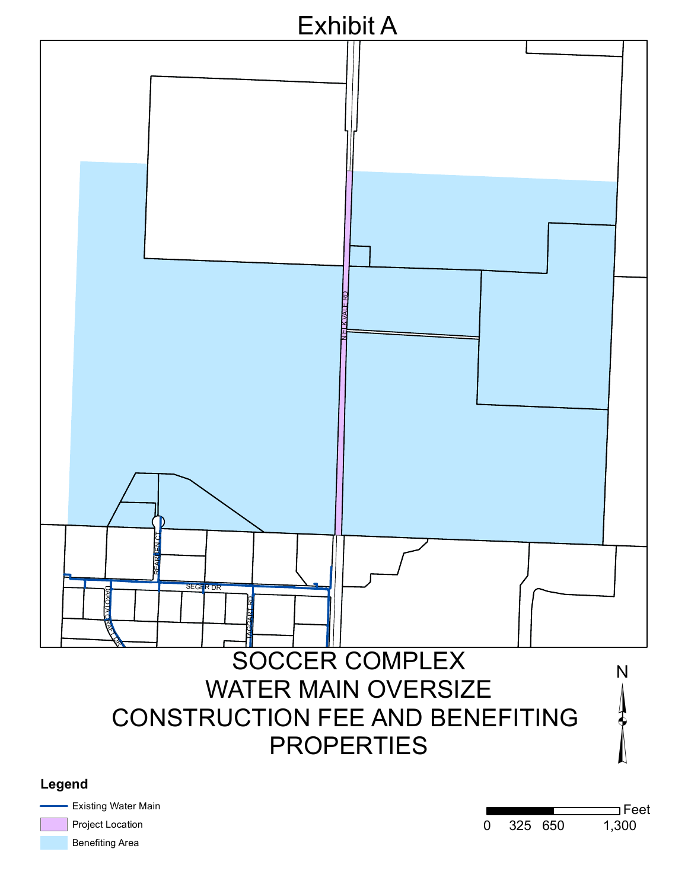# Exhibit A

N ELK VALE RD

REARDEN CT

SEGER DR

DAKOTA CRAFT DR

TAGGART RD

SOCCER COMPLEX
WATER MAIN OVERSIZE
CONSTRUCTION FEE AND BENEFITING
PROPERTIES

N

**Legend**

Existing Water Main

Project Location

Benefiting Area

Feet

0 325 650 1,300